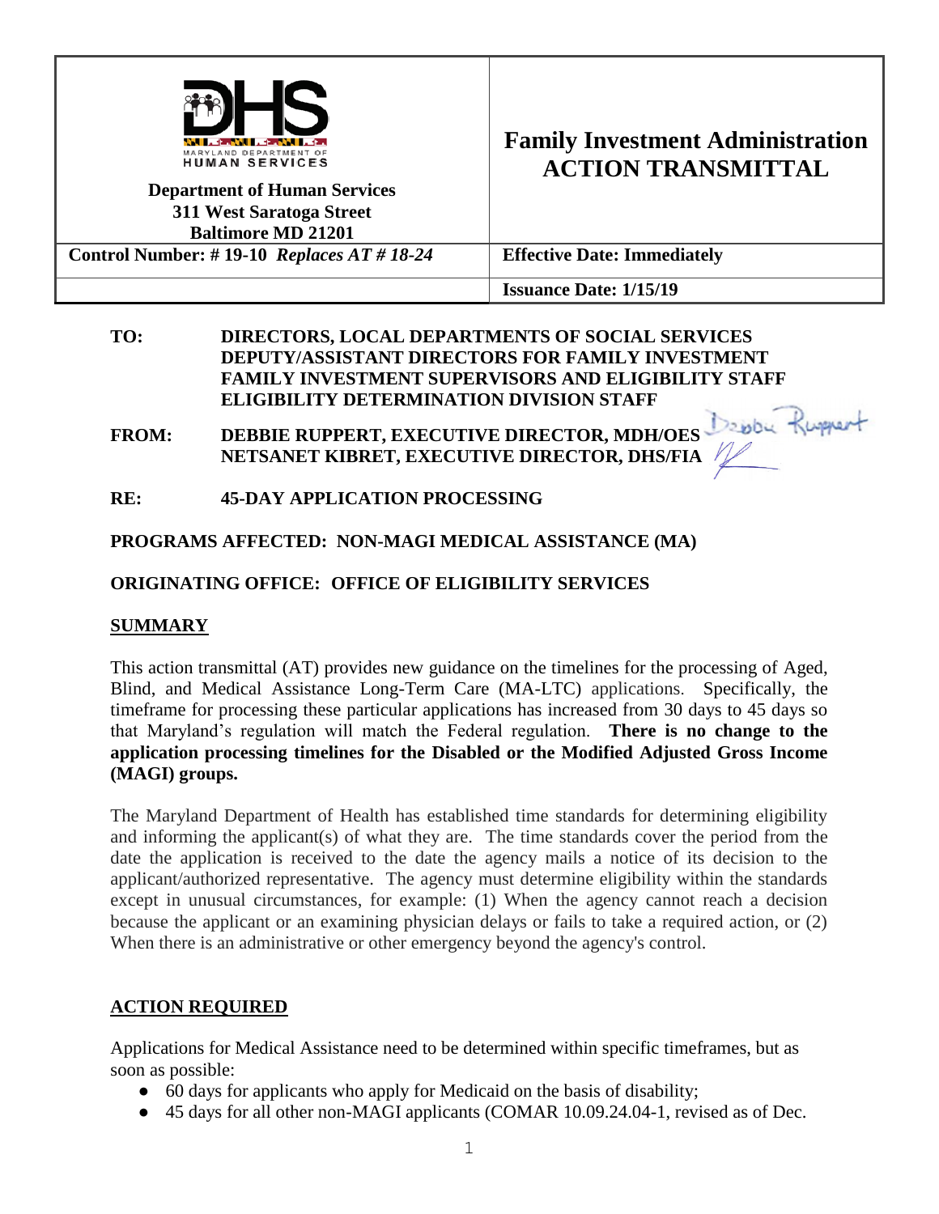| Department of Human Services<br>311 West Saratoga Street<br>Baltimore MD 21201 | **Family Investment Administration**<br>**ACTION TRANSMITTAL** |
|---|---|
| **Control Number: # 19-10** ***Replaces AT # 18-24*** | **Effective Date: Immediately** |
| | **Issuance Date: 1/15/19** |

**TO:** **DIRECTORS, LOCAL DEPARTMENTS OF SOCIAL SERVICES**
**DEPUTY/ASSISTANT DIRECTORS FOR FAMILY INVESTMENT**
**FAMILY INVESTMENT SUPERVISORS AND ELIGIBILITY STAFF**
**ELIGIBILITY DETERMINATION DIVISION STAFF**

**FROM:** **DEBBIE RUPPERT, EXECUTIVE DIRECTOR, MDH/OES**
**NETSANET KIBRET, EXECUTIVE DIRECTOR, DHS/FIA**

**RE:** **45-DAY APPLICATION PROCESSING**

**PROGRAMS AFFECTED: NON-MAGI MEDICAL ASSISTANCE (MA)**

**ORIGINATING OFFICE: OFFICE OF ELIGIBILITY SERVICES**

## SUMMARY

This action transmittal (AT) provides new guidance on the timelines for the processing of Aged, Blind, and Medical Assistance Long-Term Care (MA-LTC) applications. Specifically, the timeframe for processing these particular applications has increased from 30 days to 45 days so that Maryland's regulation will match the Federal regulation. **There is no change to the application processing timelines for the Disabled or the Modified Adjusted Gross Income (MAGI) groups.**

The Maryland Department of Health has established time standards for determining eligibility and informing the applicant(s) of what they are. The time standards cover the period from the date the application is received to the date the agency mails a notice of its decision to the applicant/authorized representative. The agency must determine eligibility within the standards except in unusual circumstances, for example: (1) When the agency cannot reach a decision because the applicant or an examining physician delays or fails to take a required action, or (2) When there is an administrative or other emergency beyond the agency's control.

## ACTION REQUIRED

Applications for Medical Assistance need to be determined within specific timeframes, but as soon as possible:

- 60 days for applicants who apply for Medicaid on the basis of disability;
- 45 days for all other non-MAGI applicants (COMAR 10.09.24.04-1, revised as of Dec.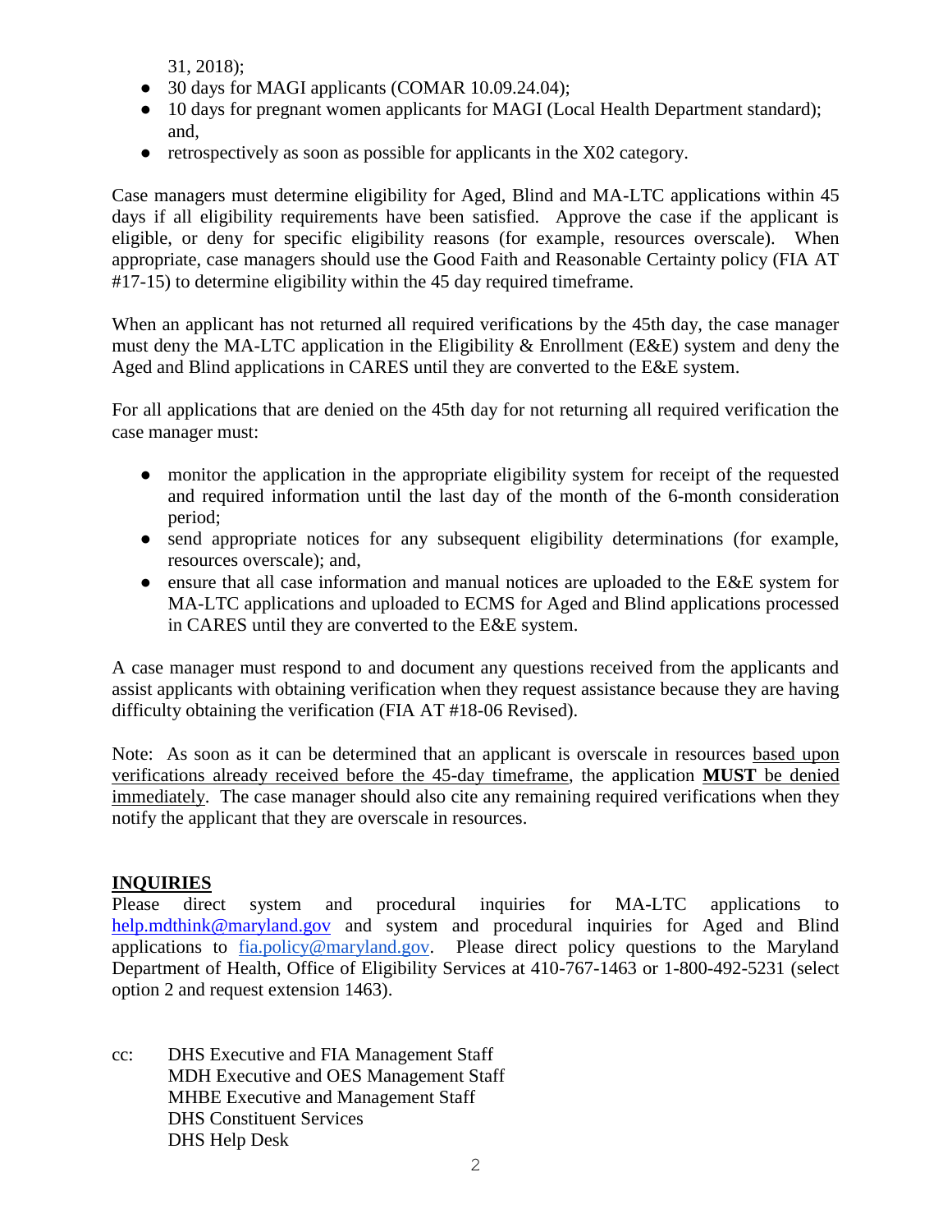31, 2018);

- 30 days for MAGI applicants (COMAR 10.09.24.04);
- 10 days for pregnant women applicants for MAGI (Local Health Department standard); and,
- retrospectively as soon as possible for applicants in the X02 category.

Case managers must determine eligibility for Aged, Blind and MA-LTC applications within 45 days if all eligibility requirements have been satisfied. Approve the case if the applicant is eligible, or deny for specific eligibility reasons (for example, resources overscale). When appropriate, case managers should use the Good Faith and Reasonable Certainty policy (FIA AT #17-15) to determine eligibility within the 45 day required timeframe.

When an applicant has not returned all required verifications by the 45th day, the case manager must deny the MA-LTC application in the Eligibility & Enrollment (E&E) system and deny the Aged and Blind applications in CARES until they are converted to the E&E system.

For all applications that are denied on the 45th day for not returning all required verification the case manager must:

- monitor the application in the appropriate eligibility system for receipt of the requested and required information until the last day of the month of the 6-month consideration period;
- send appropriate notices for any subsequent eligibility determinations (for example, resources overscale); and,
- ensure that all case information and manual notices are uploaded to the E&E system for MA-LTC applications and uploaded to ECMS for Aged and Blind applications processed in CARES until they are converted to the E&E system.

A case manager must respond to and document any questions received from the applicants and assist applicants with obtaining verification when they request assistance because they are having difficulty obtaining the verification (FIA AT #18-06 Revised).

Note: As soon as it can be determined that an applicant is overscale in resources <u>based upon verifications already received before the 45-day timeframe</u>, the application <u>**MUST** be denied immediately</u>. The case manager should also cite any remaining required verifications when they notify the applicant that they are overscale in resources.

## <u>INQUIRIES</u>

Please direct system and procedural inquiries for MA-LTC applications to help.mdthink@maryland.gov and system and procedural inquiries for Aged and Blind applications to fia.policy@maryland.gov. Please direct policy questions to the Maryland Department of Health, Office of Eligibility Services at 410-767-1463 or 1-800-492-5231 (select option 2 and request extension 1463).

cc: DHS Executive and FIA Management Staff
MDH Executive and OES Management Staff
MHBE Executive and Management Staff
DHS Constituent Services
DHS Help Desk